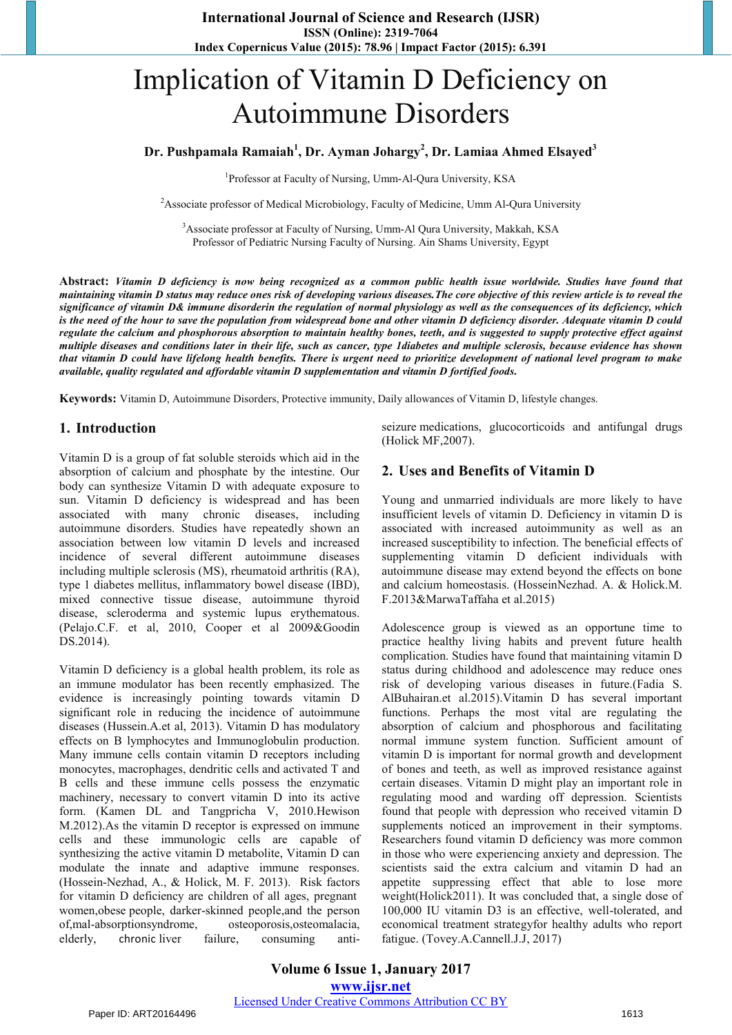# Implication of Vitamin D Deficiency on Autoimmune Disorders

**Dr. Pushpamala Ramaiah[1], Dr. Ayman Johargy[2], Dr. Lamiaa Ahmed Elsayed[3]**

[1]Professor at Faculty of Nursing, Umm-Al-Qura University, KSA

[2]Associate professor of Medical Microbiology, Faculty of Medicine, Umm Al-Qura University

[3]Associate professor at Faculty of Nursing, Umm-Al Qura University, Makkah, KSA
Professor of Pediatric Nursing Faculty of Nursing. Ain Shams University, Egypt

**Abstract:** ***Vitamin D deficiency is now being recognized as a common public health issue worldwide. Studies have found that maintaining vitamin D status may reduce ones risk of developing various diseases.The core objective of this review article is to reveal the significance of vitamin D& immune disorderin the regulation of normal physiology as well as the consequences of its deficiency, which is the need of the hour to save the population from widespread bone and other vitamin D deficiency disorder. Adequate vitamin D could regulate the calcium and phosphorous absorption to maintain healthy bones, teeth, and is suggested to supply protective effect against multiple diseases and conditions later in their life, such as cancer, type 1diabetes and multiple sclerosis, because evidence has shown that vitamin D could have lifelong health benefits. There is urgent need to prioritize development of national level program to make available, quality regulated and affordable vitamin D supplementation and vitamin D fortified foods.***

**Keywords:** Vitamin D, Autoimmune Disorders, Protective immunity, Daily allowances of Vitamin D, lifestyle changes.

## 1. Introduction

Vitamin D is a group of fat soluble steroids which aid in the absorption of calcium and phosphate by the intestine. Our body can synthesize Vitamin D with adequate exposure to sun. Vitamin D deficiency is widespread and has been associated with many chronic diseases, including autoimmune disorders. Studies have repeatedly shown an association between low vitamin D levels and increased incidence of several different autoimmune diseases including multiple sclerosis (MS), rheumatoid arthritis (RA), type 1 diabetes mellitus, inflammatory bowel disease (IBD), mixed connective tissue disease, autoimmune thyroid disease, scleroderma and systemic lupus erythematous. (Pelajo.C.F. et al, 2010, Cooper et al 2009&Goodin DS.2014).

Vitamin D deficiency is a global health problem, its role as an immune modulator has been recently emphasized. The evidence is increasingly pointing towards vitamin D significant role in reducing the incidence of autoimmune diseases (Hussein.A.et al, 2013). Vitamin D has modulatory effects on B lymphocytes and Immunoglobulin production. Many immune cells contain vitamin D receptors including monocytes, macrophages, dendritic cells and activated T and B cells and these immune cells possess the enzymatic machinery, necessary to convert vitamin D into its active form. (Kamen DL and Tangpricha V, 2010.Hewison M.2012).As the vitamin D receptor is expressed on immune cells and these immunologic cells are capable of synthesizing the active vitamin D metabolite, Vitamin D can modulate the innate and adaptive immune responses. (Hossein-Nezhad, A., & Holick, M. F. 2013). Risk factors for vitamin D deficiency are children of all ages, pregnant women,obese people, darker-skinned people,and the person of,mal-absorptionsyndrome, osteoporosis,osteomalacia, elderly, chronic liver failure, consuming anti-seizure medications, glucocorticoids and antifungal drugs (Holick MF,2007).

## 2. Uses and Benefits of Vitamin D

Young and unmarried individuals are more likely to have insufficient levels of vitamin D. Deficiency in vitamin D is associated with increased autoimmunity as well as increased susceptibility to infection. The beneficial effects of supplementing vitamin D deficient individuals with autoimmune disease may extend beyond the effects on bone and calcium homeostasis. (HosseinNezhad. A. & Holick.M. F.2013&MarwaTaffaha et al.2015)

Adolescence group is viewed as an opportune time to practice healthy living habits and prevent future health complication. Studies have found that maintaining vitamin D status during childhood and adolescence may reduce ones risk of developing various diseases in future.(Fadia S. AlBuhairan.et al.2015).Vitamin D has several important functions. Perhaps the most vital are regulating the absorption of calcium and phosphorous and facilitating normal immune system function. Sufficient amount of vitamin D is important for normal growth and development of bones and teeth, as well as improved resistance against certain diseases. Vitamin D might play an important role in regulating mood and warding off depression. Scientists found that people with depression who received vitamin D supplements noticed an improvement in their symptoms. Researchers found vitamin D deficiency was more common in those who were experiencing anxiety and depression. The scientists said the extra calcium and vitamin D had an appetite suppressing effect that able to lose more weight(Holick2011). It was concluded that, a single dose of 100,000 IU vitamin D3 is an effective, well-tolerated, and economical treatment strategyfor healthy adults who report fatigue. (Tovey.A.Cannell.J.J, 2017)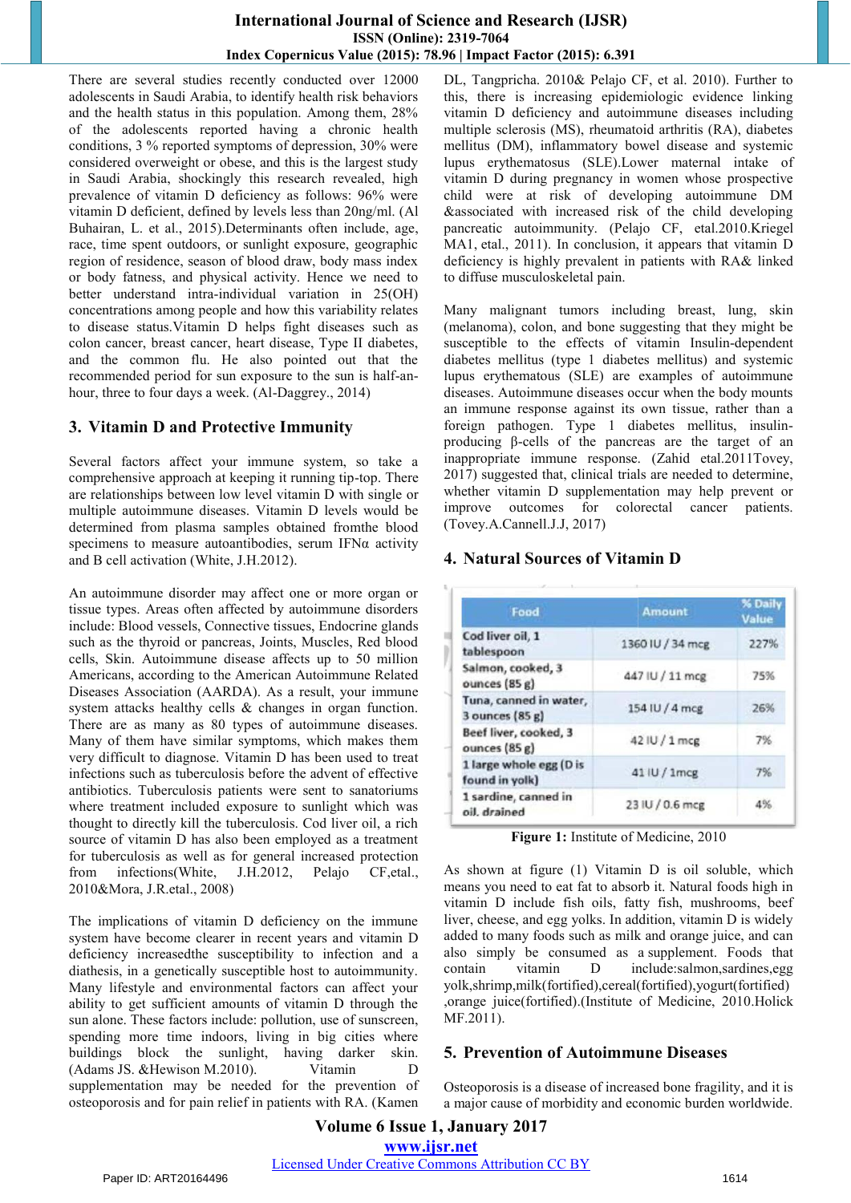There are several studies recently conducted over 12000 adolescents in Saudi Arabia, to identify health risk behaviors and the health status in this population. Among them, 28% of the adolescents reported having a chronic health conditions, 3 % reported symptoms of depression, 30% were considered overweight or obese, and this is the largest study in Saudi Arabia, shockingly this research revealed, high prevalence of vitamin D deficiency as follows: 96% were vitamin D deficient, defined by levels less than 20ng/ml. (Al Buhairan, L. et al., 2015).Determinants often include, age, race, time spent outdoors, or sunlight exposure, geographic region of residence, season of blood draw, body mass index or body fatness, and physical activity. Hence we need to better understand intra-individual variation in 25(OH) concentrations among people and how this variability relates to disease status.Vitamin D helps fight diseases such as colon cancer, breast cancer, heart disease, Type II diabetes, and the common flu. He also pointed out that the recommended period for sun exposure to the sun is half-an-hour, three to four days a week. (Al-Daggrey., 2014)

## 3. Vitamin D and Protective Immunity

Several factors affect your immune system, so take a comprehensive approach at keeping it running tip-top. There are relationships between low level vitamin D with single or multiple autoimmune diseases. Vitamin D levels would be determined from plasma samples obtained fromthe blood specimens to measure autoantibodies, serum IFNα activity and B cell activation (White, J.H.2012).

An autoimmune disorder may affect one or more organ or tissue types. Areas often affected by autoimmune disorders include: Blood vessels, Connective tissues, Endocrine glands such as the thyroid or pancreas, Joints, Muscles, Red blood cells, Skin. Autoimmune disease affects up to 50 million Americans, according to the American Autoimmune Related Diseases Association (AARDA). As a result, your immune system attacks healthy cells & changes in organ function. There are as many as 80 types of autoimmune diseases. Many of them have similar symptoms, which makes them very difficult to diagnose. Vitamin D has been used to treat infections such as tuberculosis before the advent of effective antibiotics. Tuberculosis patients were sent to sanatoriums where treatment included exposure to sunlight which was thought to directly kill the tuberculosis. Cod liver oil, a rich source of vitamin D has also been employed as a treatment for tuberculosis as well as for general increased protection from infections(White, J.H.2012, Pelajo CF,etal., 2010&Mora, J.R.etal., 2008)

The implications of vitamin D deficiency on the immune system have become clearer in recent years and vitamin D deficiency increasedthe susceptibility to infection and a diathesis, in a genetically susceptible host to autoimmunity. Many lifestyle and environmental factors can affect your ability to get sufficient amounts of vitamin D through the sun alone. These factors include: pollution, use of sunscreen, spending more time indoors, living in big cities where buildings block the sunlight, having darker skin. (Adams JS. &Hewison M.2010). Vitamin D supplementation may be needed for the prevention of osteoporosis and for pain relief in patients with RA. (Kamen DL, Tangpricha. 2010& Pelajo CF, et al. 2010). Further to this, there is increasing epidemiologic evidence linking vitamin D deficiency and autoimmune diseases including multiple sclerosis (MS), rheumatoid arthritis (RA), diabetes mellitus (DM), inflammatory bowel disease and systemic lupus erythematosus (SLE).Lower maternal intake of vitamin D during pregnancy in women whose prospective child were at risk of developing autoimmune DM &associated with increased risk of the child developing pancreatic autoimmunity. (Pelajo CF, etal.2010.Kriegel MA1, etal., 2011). In conclusion, it appears that vitamin D deficiency is highly prevalent in patients with RA& linked to diffuse musculoskeletal pain.

Many malignant tumors including breast, lung, skin (melanoma), colon, and bone suggesting that they might be susceptible to the effects of vitamin Insulin-dependent diabetes mellitus (type 1 diabetes mellitus) and systemic lupus erythematous (SLE) are examples of autoimmune diseases. Autoimmune diseases occur when the body mounts an immune response against its own tissue, rather than a foreign pathogen. Type 1 diabetes mellitus, insulin-producing β-cells of the pancreas are the target of an inappropriate immune response. (Zahid etal.2011Tovey, 2017) suggested that, clinical trials are needed to determine, whether vitamin D supplementation may help prevent or improve outcomes for colorectal cancer patients. (Tovey.A.Cannell.J.J, 2017)

## 4. Natural Sources of Vitamin D

| Food | Amount | % Daily Value |
|---|---|---|
| Cod liver oil, 1 tablespoon | 1360 IU / 34 mcg | 227% |
| Salmon, cooked, 3 ounces (85 g) | 447 IU / 11 mcg | 75% |
| Tuna, canned in water, 3 ounces (85 g) | 154 IU / 4 mcg | 26% |
| Beef liver, cooked, 3 ounces (85 g) | 42 IU / 1 mcg | 7% |
| 1 large whole egg (D is found in yolk) | 41 IU / 1mcg | 7% |
| 1 sardine, canned in oil, drained | 23 IU / 0.6 mcg | 4% |

**Figure 1:** Institute of Medicine, 2010

As shown at figure (1) Vitamin D is oil soluble, which means you need to eat fat to absorb it. Natural foods high in vitamin D include fish oils, fatty fish, mushrooms, beef liver, cheese, and egg yolks. In addition, vitamin D is widely added to many foods such as milk and orange juice, and can also simply be consumed as a supplement. Foods that contain vitamin D include:salmon,sardines,egg yolk,shrimp,milk(fortified),cereal(fortified),yogurt(fortified) ,orange juice(fortified).(Institute of Medicine, 2010.Holick MF.2011).

## 5. Prevention of Autoimmune Diseases

Osteoporosis is a disease of increased bone fragility, and it is a major cause of morbidity and economic burden worldwide.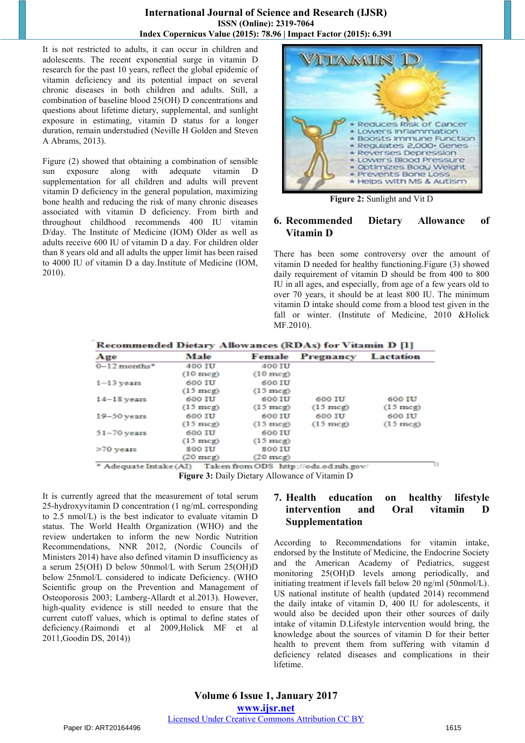It is not restricted to adults, it can occur in children and adolescents. The recent exponential surge in vitamin D research for the past 10 years, reflect the global epidemic of vitamin deficiency and its potential impact on several chronic diseases in both children and adults. Still, a combination of baseline blood 25(OH) D concentrations and questions about lifetime dietary, supplemental, and sunlight exposure in estimating, vitamin D status for a longer duration, remain understudied (Neville H Golden and Steven A Abrams, 2013).

Figure (2) showed that obtaining a combination of sensible sun exposure along with adequate vitamin D supplementation for all children and adults will prevent vitamin D deficiency in the general population, maximizing bone health and reducing the risk of many chronic diseases associated with vitamin D deficiency. From birth and throughout childhood recommends 400 IU vitamin D/day. The Institute of Medicine (IOM) Older as well as adults receive 600 IU of vitamin D a day. For children older than 8 years old and all adults the upper limit has been raised to 4000 IU of vitamin D a day.Institute of Medicine (IOM, 2010).

**Figure 2:** Sunlight and Vit D

## 6. Recommended Dietary Allowance of Vitamin D

There has been some controversy over the amount of vitamin D needed for healthy functioning.Figure (3) showed daily requirement of vitamin D should be from 400 to 800 IU in all ages, and especially, from age of a few years old to over 70 years, it should be at least 800 IU. The minimum vitamin D intake should come from a blood test given in the fall or winter. (Institute of Medicine, 2010 &Holick MF.2010).

Recommended Dietary Allowances (RDAs) for Vitamin D [1]

| Age | Male | Female | Pregnancy | Lactation |
|---|---|---|---|---|
| 0–12 months* | 400 IU (10 mcg) | 400 IU (10 mcg) | | |
| 1–13 years | 600 IU (15 mcg) | 600 IU (15 mcg) | | |
| 14–18 years | 600 IU (15 mcg) | 600 IU (15 mcg) | 600 IU (15 mcg) | 600 IU (15 mcg) |
| 19–50 years | 600 IU (15 mcg) | 600 IU (15 mcg) | 600 IU (15 mcg) | 600 IU (15 mcg) |
| 51–70 years | 600 IU (15 mcg) | 600 IU (15 mcg) | | |
| >70 years | 800 IU (20 mcg) | 800 IU (20 mcg) | | |

* Adequate Intake (AI) Taken from ODS http://ods.od.nih.gov/

**Figure 3:** Daily Dietary Allowance of Vitamin D

It is currently agreed that the measurement of total serum 25-hydroxyvitamin D concentration (1 ng/mL corresponding to 2.5 nmol/L) is the best indicator to evaluate vitamin D status. The World Health Organization (WHO) and the review undertaken to inform the new Nordic Nutrition Recommendations, NNR 2012, (Nordic Councils of Ministers 2014) have also defined vitamin D insufficiency as a serum 25(OH) D below 50nmol/L with Serum 25(OH)D below 25nmol/L considered to indicate Deficiency. (WHO Scientific group on the Prevention and Management of Osteoporosis 2003; Lamberg-Allardt et al.2013). However, high-quality evidence is still needed to ensure that the current cutoff values, which is optimal to define states of deficiency.(Raimondi et al 2009,Holick MF et al 2011,Goodin DS, 2014))

## 7. Health education on healthy lifestyle intervention and Oral vitamin D Supplementation

According to Recommendations for vitamin intake, endorsed by the Institute of Medicine, the Endocrine Society and the American Academy of Pediatrics, suggest monitoring 25(OH)D levels among periodically, and initiating treatment if levels fall below 20 ng/ml (50nmol/L). US national institute of health (updated 2014) recommend the daily intake of vitamin D, 400 IU for adolescents, it would also be decided upon their other sources of daily intake of vitamin D.Lifestyle intervention would bring, the knowledge about the sources of vitamin D for their better health to prevent them from suffering with vitamin d deficiency related diseases and complications in their lifetime.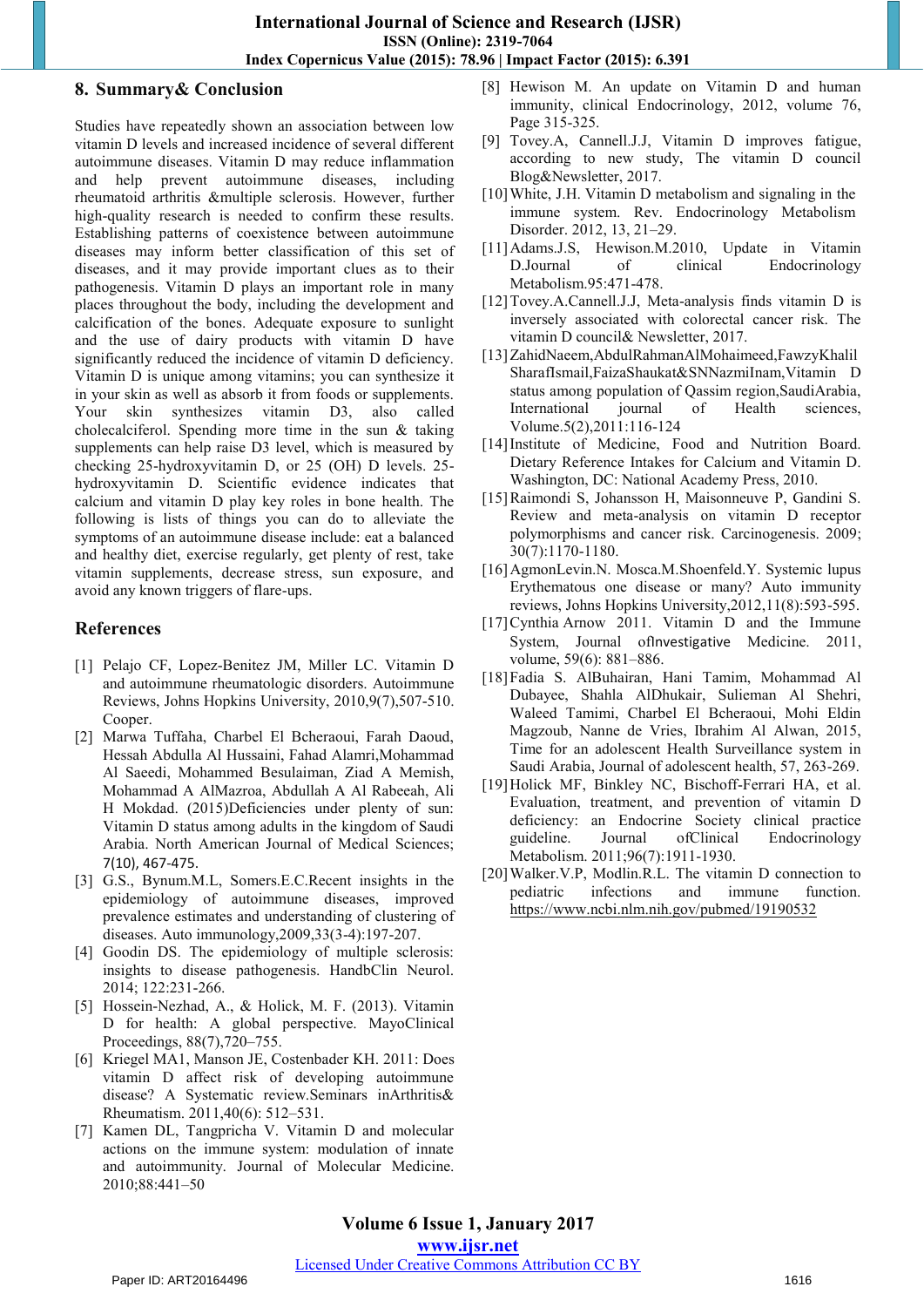## 8. Summary& Conclusion

Studies have repeatedly shown an association between low vitamin D levels and increased incidence of several different autoimmune diseases. Vitamin D may reduce inflammation and help prevent autoimmune diseases, including rheumatoid arthritis &multiple sclerosis. However, further high-quality research is needed to confirm these results. Establishing patterns of coexistence between autoimmune diseases may inform better classification of this set of diseases, and it may provide important clues as to their pathogenesis. Vitamin D plays an important role in many places throughout the body, including the development and calcification of the bones. Adequate exposure to sunlight and the use of dairy products with vitamin D have significantly reduced the incidence of vitamin D deficiency. Vitamin D is unique among vitamins; you can synthesize it in your skin as well as absorb it from foods or supplements. Your skin synthesizes vitamin D3, also called cholecalciferol. Spending more time in the sun & taking supplements can help raise D3 level, which is measured by checking 25-hydroxyvitamin D, or 25 (OH) D levels. 25-hydroxyvitamin D. Scientific evidence indicates that calcium and vitamin D play key roles in bone health. The following is lists of things you can do to alleviate the symptoms of an autoimmune disease include: eat a balanced and healthy diet, exercise regularly, get plenty of rest, take vitamin supplements, decrease stress, sun exposure, and avoid any known triggers of flare-ups.

## References

[1] Pelajo CF, Lopez-Benitez JM, Miller LC. Vitamin D and autoimmune rheumatologic disorders. Autoimmune Reviews, Johns Hopkins University, 2010,9(7),507-510. Cooper.

[2] Marwa Tuffaha, Charbel El Bcheraoui, Farah Daoud, Hessah Abdulla Al Hussaini, Fahad Alamri,Mohammad Al Saeedi, Mohammed Besulaiman, Ziad A Memish, Mohammad A AlMazroa, Abdullah A Al Rabeeah, Ali H Mokdad. (2015)Deficiencies under plenty of sun: Vitamin D status among adults in the kingdom of Saudi Arabia. North American Journal of Medical Sciences; 7(10), 467-475.

[3] G.S., Bynum.M.L, Somers.E.C.Recent insights in the epidemiology of autoimmune diseases, improved prevalence estimates and understanding of clustering of diseases. Auto immunology,2009,33(3-4):197-207.

[4] Goodin DS. The epidemiology of multiple sclerosis: insights to disease pathogenesis. HandbClin Neurol. 2014; 122:231-266.

[5] Hossein-Nezhad, A., & Holick, M. F. (2013). Vitamin D for health: A global perspective. MayoClinical Proceedings, 88(7),720–755.

[6] Kriegel MA1, Manson JE, Costenbader KH. 2011: Does vitamin D affect risk of developing autoimmune disease? A Systematic review.Seminars inArthritis& Rheumatism. 2011,40(6): 512–531.

[7] Kamen DL, Tangpricha V. Vitamin D and molecular actions on the immune system: modulation of innate and autoimmunity. Journal of Molecular Medicine. 2010;88:441–50

[8] Hewison M. An update on Vitamin D and human immunity, clinical Endocrinology, 2012, volume 76, Page 315-325.

[9] Tovey.A, Cannell.J.J, Vitamin D improves fatigue, according to new study, The vitamin D council Blog&Newsletter, 2017.

[10] White, J.H. Vitamin D metabolism and signaling in the immune system. Rev. Endocrinology Metabolism Disorder. 2012, 13, 21–29.

[11] Adams.J.S, Hewison.M.2010, Update in Vitamin D.Journal of clinical Endocrinology Metabolism.95:471-478.

[12] Tovey.A.Cannell.J.J, Meta-analysis finds vitamin D is inversely associated with colorectal cancer risk. The vitamin D council& Newsletter, 2017.

[13] ZahidNaeem,AbdulRahmanAlMohaimeed,FawzyKhalil SharafIsmail,FaizaShaukat&SNNazmiInam,Vitamin D status among population of Qassim region,SaudiArabia, International journal of Health sciences, Volume.5(2),2011:116-124

[14] Institute of Medicine, Food and Nutrition Board. Dietary Reference Intakes for Calcium and Vitamin D. Washington, DC: National Academy Press, 2010.

[15] Raimondi S, Johansson H, Maisonneuve P, Gandini S. Review and meta-analysis on vitamin D receptor polymorphisms and cancer risk. Carcinogenesis. 2009; 30(7):1170-1180.

[16] AgmonLevin.N. Mosca.M.Shoenfeld.Y. Systemic lupus Erythematous one disease or many? Auto immunity reviews, Johns Hopkins University,2012,11(8):593-595.

[17] Cynthia Arnow 2011. Vitamin D and the Immune System, Journal ofInvestigative Medicine. 2011, volume, 59(6): 881–886.

[18] Fadia S. AlBuhairan, Hani Tamim, Mohammad Al Dubayee, Shahla AlDhukair, Sulieman Al Shehri, Waleed Tamimi, Charbel El Bcheraoui, Mohi Eldin Magzoub, Nanne de Vries, Ibrahim Al Alwan, 2015, Time for an adolescent Health Surveillance system in Saudi Arabia, Journal of adolescent health, 57, 263-269.

[19] Holick MF, Binkley NC, Bischoff-Ferrari HA, et al. Evaluation, treatment, and prevention of vitamin D deficiency: an Endocrine Society clinical practice guideline. Journal ofClinical Endocrinology Metabolism. 2011;96(7):1911-1930.

[20] Walker.V.P, Modlin.R.L. The vitamin D connection to pediatric infections and immune function. https://www.ncbi.nlm.nih.gov/pubmed/19190532